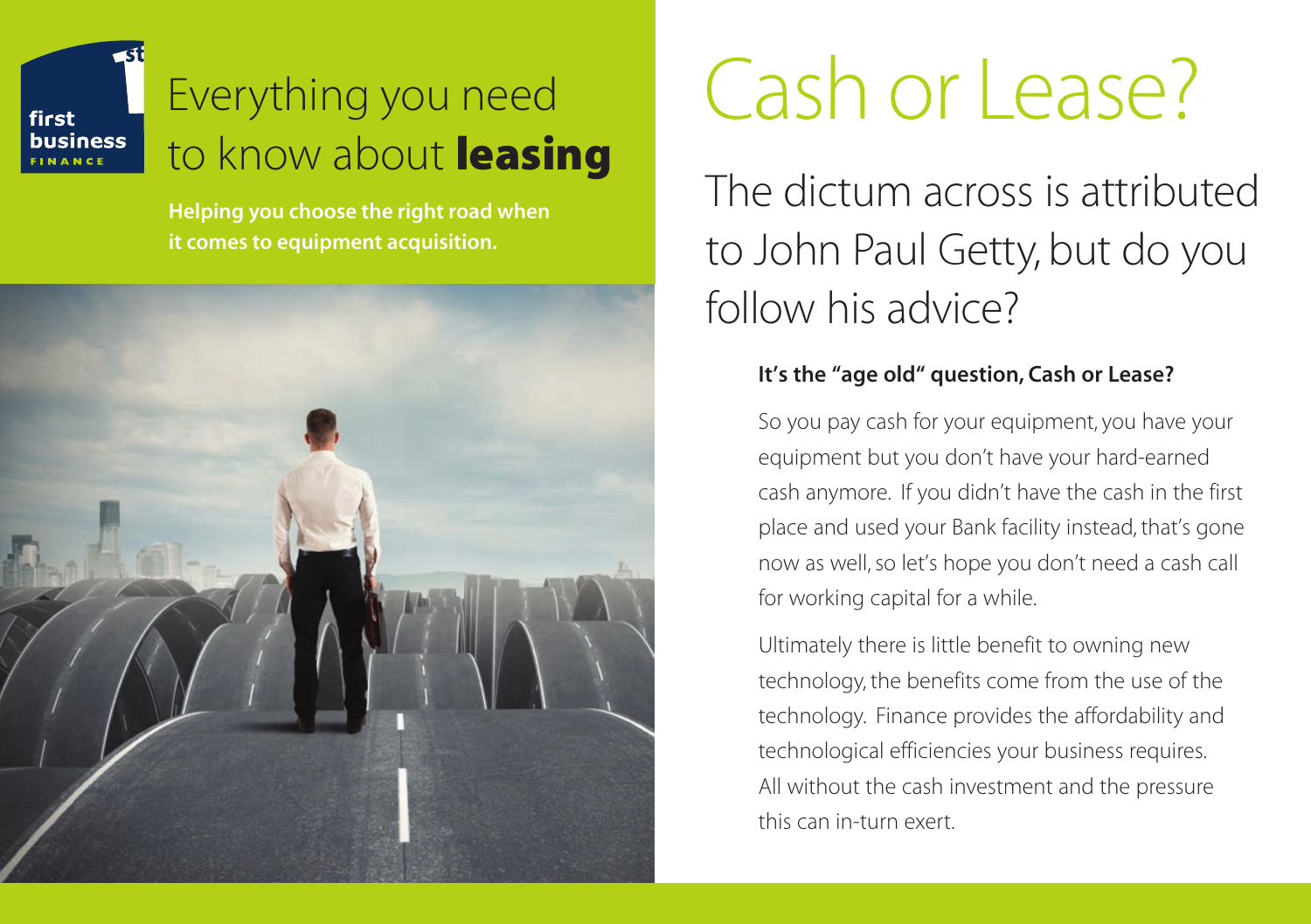first business FINANCE

# Everything you need to know about **leasing**

**Helping you choose the right road when it comes to equipment acquisition.**

# Cash or Lease?

## The dictum across is attributed to John Paul Getty, but do you follow his advice?

**It's the "age old" question, Cash or Lease?**

So you pay cash for your equipment, you have your equipment but you don't have your hard-earned cash anymore. If you didn't have the cash in the first place and used your Bank facility instead, that's gone now as well, so let's hope you don't need a cash call for working capital for a while.

Ultimately there is little benefit to owning new technology, the benefits come from the use of the technology. Finance provides the affordability and technological efficiencies your business requires. All without the cash investment and the pressure this can in-turn exert.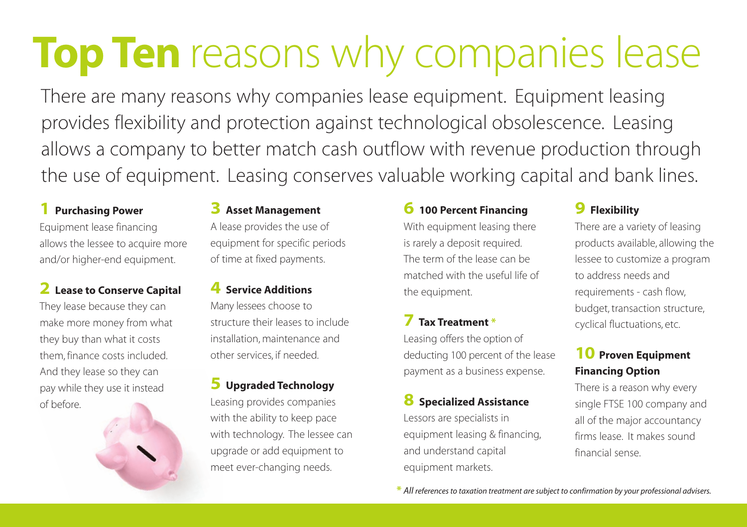# **Top Ten** reasons why companies lease

There are many reasons why companies lease equipment. Equipment leasing provides flexibility and protection against technological obsolescence. Leasing allows a company to better match cash outflow with revenue production through the use of equipment. Leasing conserves valuable working capital and bank lines.

### 1 Purchasing Power

Equipment lease financing allows the lessee to acquire more and/or higher-end equipment.

### 2 Lease to Conserve Capital

They lease because they can make more money from what they buy than what it costs them, finance costs included. And they lease so they can pay while they use it instead of before.

### 3 Asset Management

A lease provides the use of equipment for specific periods of time at fixed payments.

### 4 Service Additions

Many lessees choose to structure their leases to include installation, maintenance and other services, if needed.

### 5 Upgraded Technology

Leasing provides companies with the ability to keep pace with technology. The lessee can upgrade or add equipment to meet ever-changing needs.

### 6 100 Percent Financing

With equipment leasing there is rarely a deposit required. The term of the lease can be matched with the useful life of the equipment.

### 7 Tax Treatment *

Leasing offers the option of deducting 100 percent of the lease payment as a business expense.

### 8 Specialized Assistance

Lessors are specialists in equipment leasing & financing, and understand capital equipment markets.

### 9 Flexibility

There are a variety of leasing products available, allowing the lessee to customize a program to address needs and requirements - cash flow, budget, transaction structure, cyclical fluctuations, etc.

### 10 Proven Equipment Financing Option

There is a reason why every single FTSE 100 company and all of the major accountancy firms lease. It makes sound financial sense.

*\* All references to taxation treatment are subject to confirmation by your professional advisers.*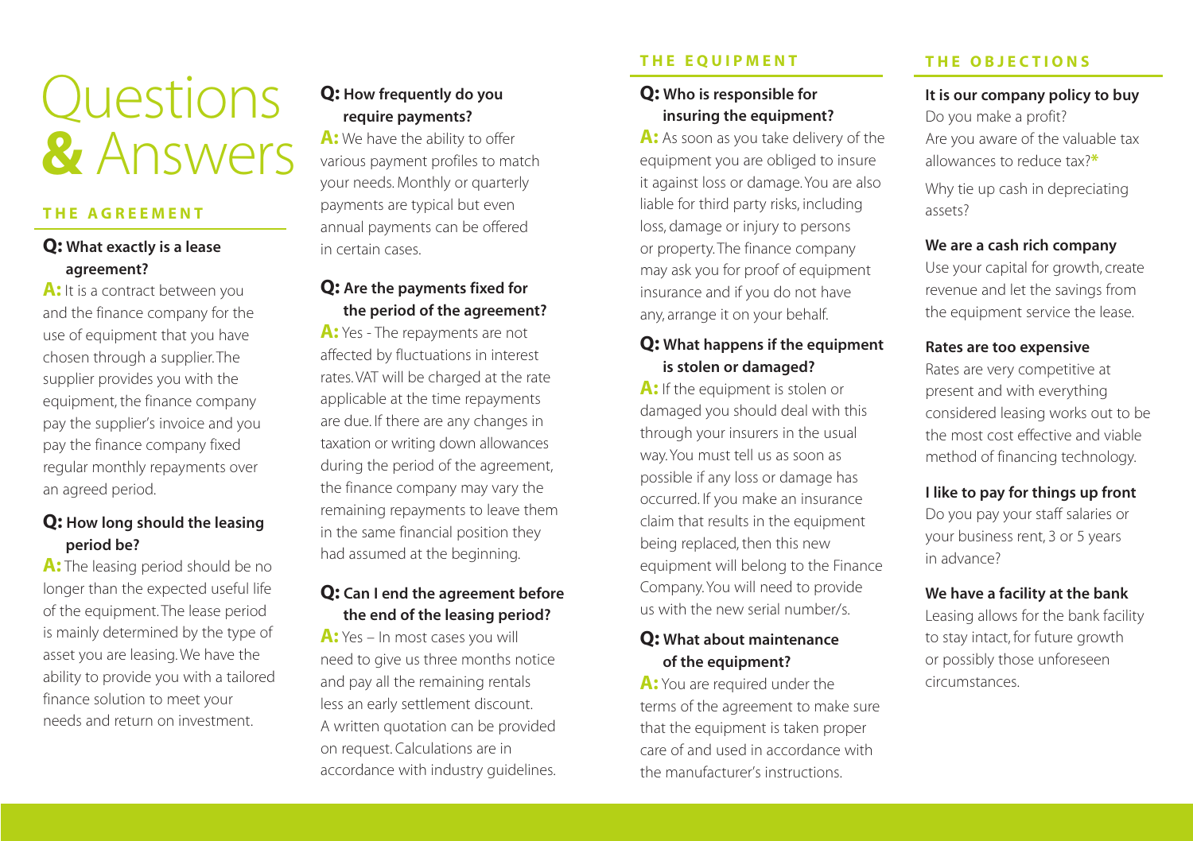# Questions & Answers

## THE AGREEMENT

### Q: What exactly is a lease agreement?

**A:** It is a contract between you and the finance company for the use of equipment that you have chosen through a supplier. The supplier provides you with the equipment, the finance company pay the supplier's invoice and you pay the finance company fixed regular monthly repayments over an agreed period.

### Q: How long should the leasing period be?

**A:** The leasing period should be no longer than the expected useful life of the equipment. The lease period is mainly determined by the type of asset you are leasing. We have the ability to provide you with a tailored finance solution to meet your needs and return on investment.

### Q: How frequently do you require payments?

**A:** We have the ability to offer various payment profiles to match your needs. Monthly or quarterly payments are typical but even annual payments can be offered in certain cases.

### Q: Are the payments fixed for the period of the agreement?

**A:** Yes - The repayments are not affected by fluctuations in interest rates. VAT will be charged at the rate applicable at the time repayments are due. If there are any changes in taxation or writing down allowances during the period of the agreement, the finance company may vary the remaining repayments to leave them in the same financial position they had assumed at the beginning.

### Q: Can I end the agreement before the end of the leasing period?

**A:** Yes – In most cases you will need to give us three months notice and pay all the remaining rentals less an early settlement discount. A written quotation can be provided on request. Calculations are in accordance with industry guidelines.

## THE EQUIPMENT

### Q: Who is responsible for insuring the equipment?

**A:** As soon as you take delivery of the equipment you are obliged to insure it against loss or damage. You are also liable for third party risks, including loss, damage or injury to persons or property. The finance company may ask you for proof of equipment insurance and if you do not have any, arrange it on your behalf.

### Q: What happens if the equipment is stolen or damaged?

**A:** If the equipment is stolen or damaged you should deal with this through your insurers in the usual way. You must tell us as soon as possible if any loss or damage has occurred. If you make an insurance claim that results in the equipment being replaced, then this new equipment will belong to the Finance Company. You will need to provide us with the new serial number/s.

### Q: What about maintenance of the equipment?

**A:** You are required under the terms of the agreement to make sure that the equipment is taken proper care of and used in accordance with the manufacturer's instructions.

## THE OBJECTIONS

**It is our company policy to buy**

Do you make a profit?
Are you aware of the valuable tax allowances to reduce tax?*

Why tie up cash in depreciating assets?

**We are a cash rich company**

Use your capital for growth, create revenue and let the savings from the equipment service the lease.

**Rates are too expensive**

Rates are very competitive at present and with everything considered leasing works out to be the most cost effective and viable method of financing technology.

**I like to pay for things up front**

Do you pay your staff salaries or your business rent, 3 or 5 years in advance?

**We have a facility at the bank**

Leasing allows for the bank facility to stay intact, for future growth or possibly those unforeseen circumstances.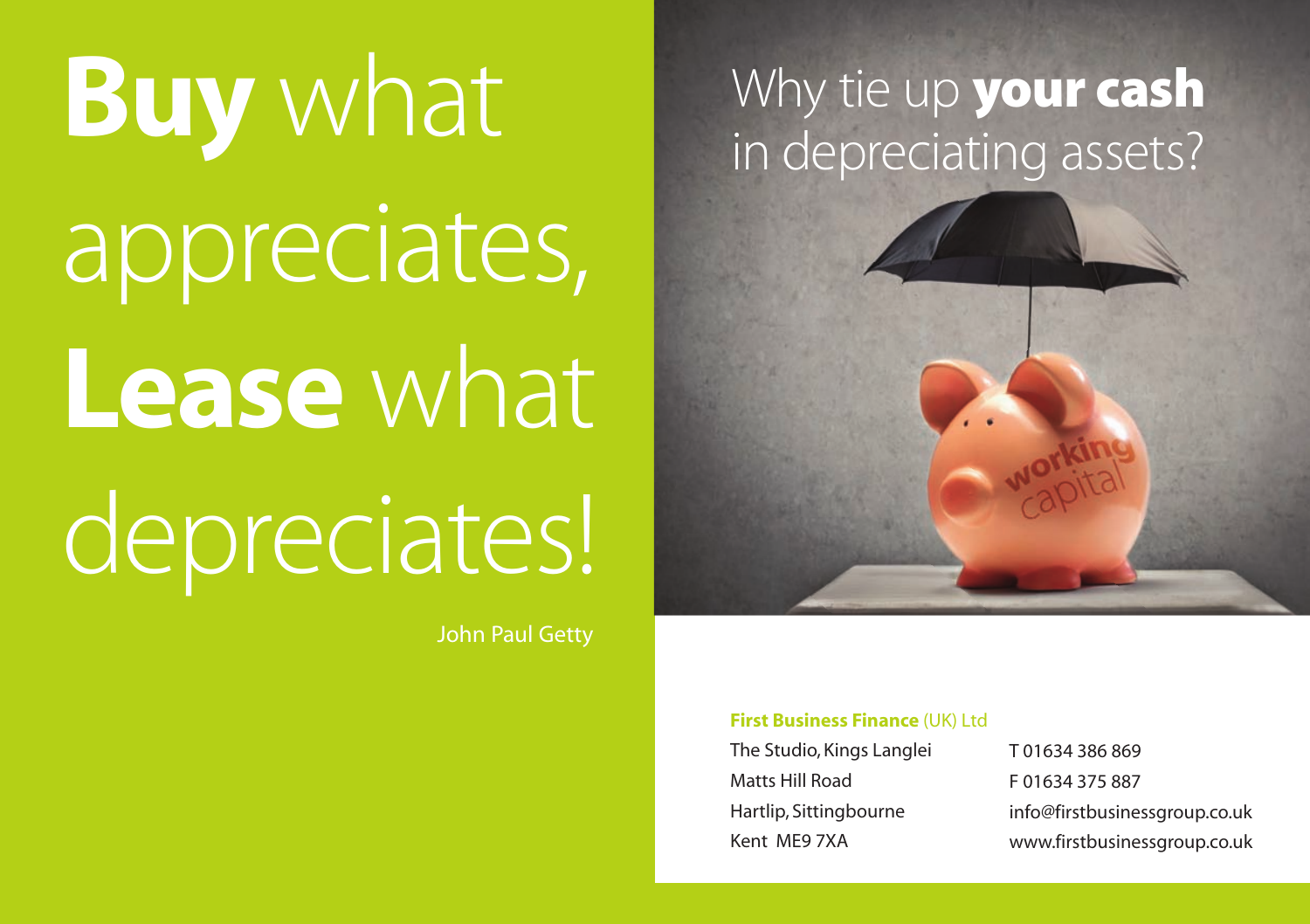# **Buy** what appreciates, **Lease** what depreciates!

John Paul Getty

## Why tie up **your cash** in depreciating assets?

**First Business Finance** (UK) Ltd

The Studio, Kings Langlei
Matts Hill Road
Hartlip, Sittingbourne
Kent ME9 7XA

T 01634 386 869
F 01634 375 887
info@firstbusinessgroup.co.uk
www.firstbusinessgroup.co.uk